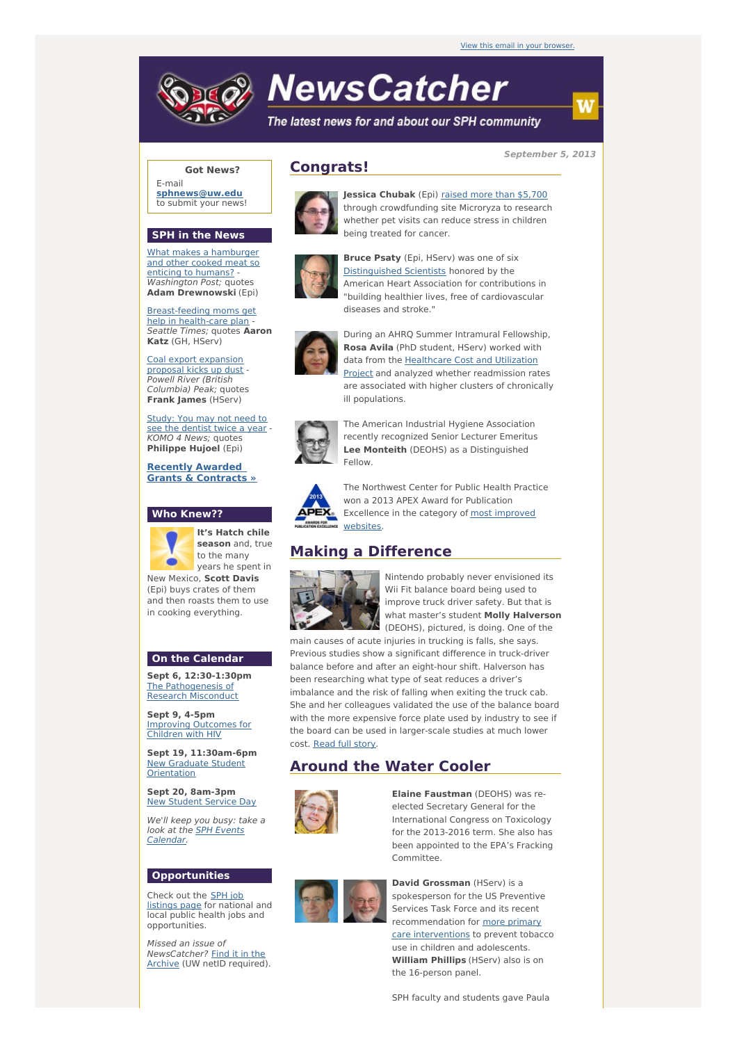View this email in your browser.

# NewsCatcher

*The latest news for and about our SPH community*

**September 5, 2013**

**Got News?**

E-mail **sphnews@uw.edu** to submit your news!

## SPH in the News

What makes a hamburger and other cooked meat so enticing to humans? - *Washington Post;* quotes **Adam Drewnowski** (Epi)

Breast-feeding moms get help in health-care plan - *Seattle Times;* quotes **Aaron Katz** (GH, HServ)

Coal export expansion proposal kicks up dust - *Powell River (British Columbia) Peak;* quotes **Frank James** (HServ)

Study: You may not need to see the dentist twice a year - *KOMO 4 News;* quotes **Philippe Hujoel** (Epi)

**Recently Awarded Grants & Contracts »**

## Who Knew??

**It's Hatch chile season** and, true to the many years he spent in New Mexico, **Scott Davis** (Epi) buys crates of them and then roasts them to use in cooking everything.

## On the Calendar

**Sept 6, 12:30-1:30pm**
The Pathogenesis of Research Misconduct

**Sept 9, 4-5pm**
Improving Outcomes for Children with HIV

**Sept 19, 11:30am-6pm**
New Graduate Student Orientation

**Sept 20, 8am-3pm**
New Student Service Day

*We'll keep you busy: take a look at the* *SPH Events Calendar*.

## Opportunities

Check out the SPH job listings page for national and local public health jobs and opportunities.

*Missed an issue of NewsCatcher?* Find it in the Archive (UW netID required).

## Congrats!

**Jessica Chubak** (Epi) raised more than $5,700 through crowdfunding site Microryza to research whether pet visits can reduce stress in children being treated for cancer.

**Bruce Psaty** (Epi, HServ) was one of six Distinguished Scientists honored by the American Heart Association for contributions in "building healthier lives, free of cardiovascular diseases and stroke."

During an AHRQ Summer Intramural Fellowship, **Rosa Avila** (PhD student, HServ) worked with data from the Healthcare Cost and Utilization Project and analyzed whether readmission rates are associated with higher clusters of chronically ill populations.

The American Industrial Hygiene Association recently recognized Senior Lecturer Emeritus **Lee Monteith** (DEOHS) as a Distinguished Fellow.

The Northwest Center for Public Health Practice won a 2013 APEX Award for Publication Excellence in the category of most improved websites.

## Making a Difference

Nintendo probably never envisioned its Wii Fit balance board being used to improve truck driver safety. But that is what master's student **Molly Halverson** (DEOHS), pictured, is doing. One of the main causes of acute injuries in trucking is falls, she says. Previous studies show a significant difference in truck-driver balance before and after an eight-hour shift. Halverson has been researching what type of seat reduces a driver's imbalance and the risk of falling when exiting the truck cab. She and her colleagues validated the use of the balance board with the more expensive force plate used by industry to see if the board can be used in larger-scale studies at much lower cost. Read full story.

## Around the Water Cooler

**Elaine Faustman** (DEOHS) was re-elected Secretary General for the International Congress on Toxicology for the 2013-2016 term. She also has been appointed to the EPA's Fracking Committee.

**David Grossman** (HServ) is a spokesperson for the US Preventive Services Task Force and its recent recommendation for more primary care interventions to prevent tobacco use in children and adolescents. **William Phillips** (HServ) also is on the 16-person panel.

SPH faculty and students gave Paula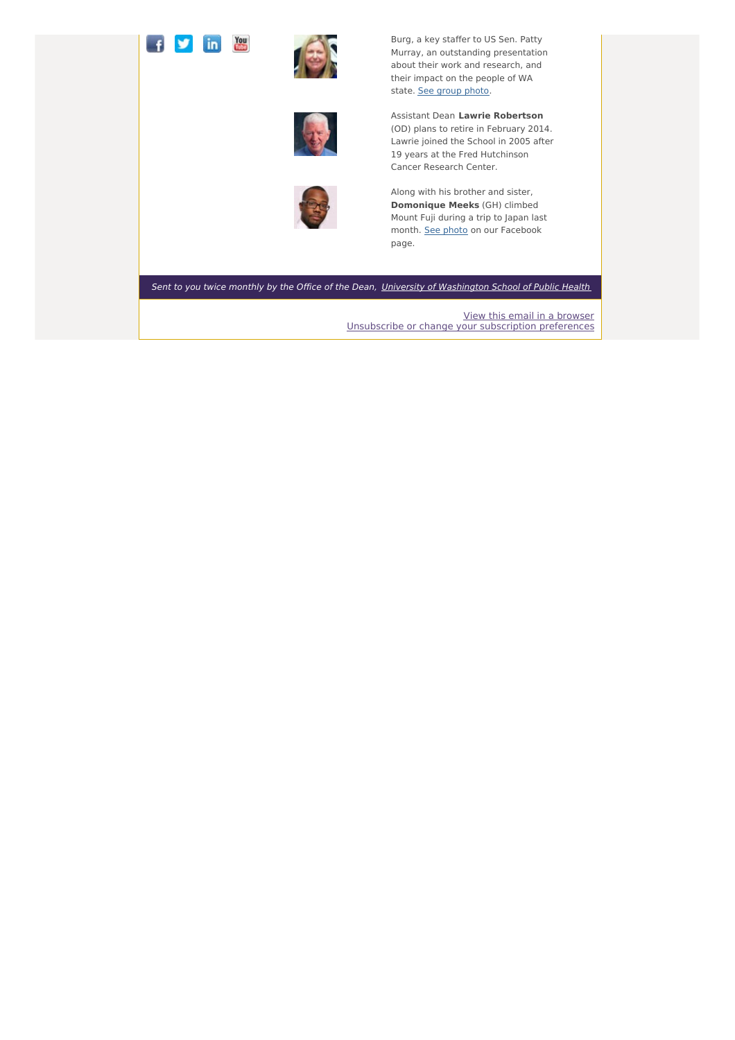Burg, a key staffer to US Sen. Patty Murray, an outstanding presentation about their work and research, and their impact on the people of WA state. See group photo.

Assistant Dean **Lawrie Robertson** (OD) plans to retire in February 2014. Lawrie joined the School in 2005 after 19 years at the Fred Hutchinson Cancer Research Center.

Along with his brother and sister, **Domonique Meeks** (GH) climbed Mount Fuji during a trip to Japan last month. See photo on our Facebook page.

*Sent to you twice monthly by the Office of the Dean, University of Washington School of Public Health*

View this email in a browser
Unsubscribe or change your subscription preferences